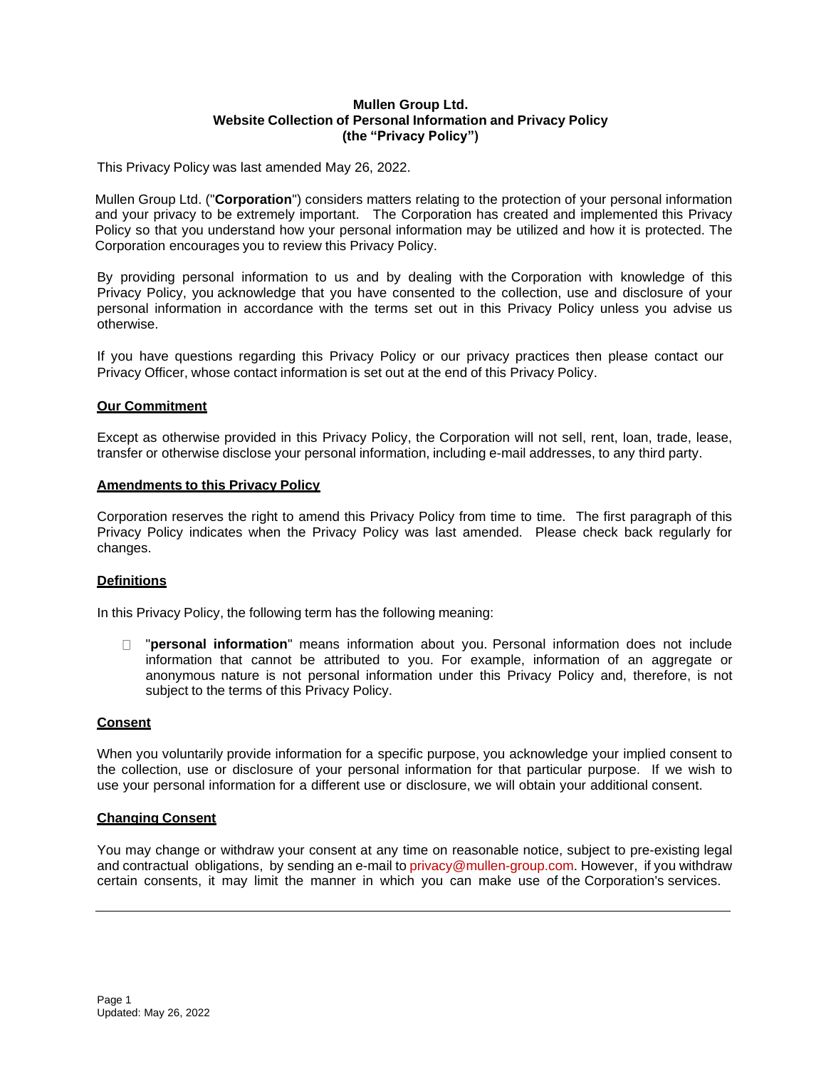# Mullen Group Ltd.
## Website Collection of Personal Information and Privacy Policy
## (the "Privacy Policy")

This Privacy Policy was last amended May 26, 2022.

Mullen Group Ltd. ("**Corporation**") considers matters relating to the protection of your personal information and your privacy to be extremely important. The Corporation has created and implemented this Privacy Policy so that you understand how your personal information may be utilized and how it is protected. The Corporation encourages you to review this Privacy Policy.

By providing personal information to us and by dealing with the Corporation with knowledge of this Privacy Policy, you acknowledge that you have consented to the collection, use and disclosure of your personal information in accordance with the terms set out in this Privacy Policy unless you advise us otherwise.

If you have questions regarding this Privacy Policy or our privacy practices then please contact our Privacy Officer, whose contact information is set out at the end of this Privacy Policy.

### Our Commitment

Except as otherwise provided in this Privacy Policy, the Corporation will not sell, rent, loan, trade, lease, transfer or otherwise disclose your personal information, including e-mail addresses, to any third party.

### Amendments to this Privacy Policy

Corporation reserves the right to amend this Privacy Policy from time to time. The first paragraph of this Privacy Policy indicates when the Privacy Policy was last amended. Please check back regularly for changes.

### Definitions

In this Privacy Policy, the following term has the following meaning:

- "**personal information**" means information about you. Personal information does not include information that cannot be attributed to you. For example, information of an aggregate or anonymous nature is not personal information under this Privacy Policy and, therefore, is not subject to the terms of this Privacy Policy.

### Consent

When you voluntarily provide information for a specific purpose, you acknowledge your implied consent to the collection, use or disclosure of your personal information for that particular purpose. If we wish to use your personal information for a different use or disclosure, we will obtain your additional consent.

### Changing Consent

You may change or withdraw your consent at any time on reasonable notice, subject to pre-existing legal and contractual obligations, by sending an e-mail to privacy@mullen-group.com. However, if you withdraw certain consents, it may limit the manner in which you can make use of the Corporation's services.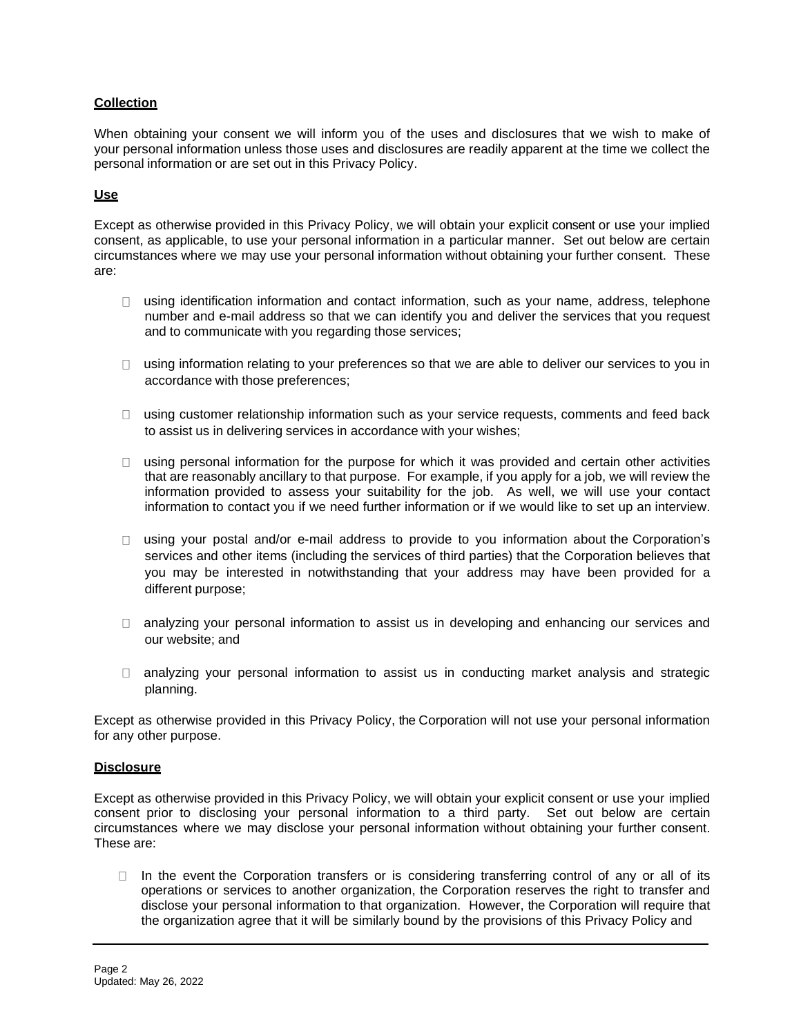## Collection

When obtaining your consent we will inform you of the uses and disclosures that we wish to make of your personal information unless those uses and disclosures are readily apparent at the time we collect the personal information or are set out in this Privacy Policy.

## Use

Except as otherwise provided in this Privacy Policy, we will obtain your explicit consent or use your implied consent, as applicable, to use your personal information in a particular manner. Set out below are certain circumstances where we may use your personal information without obtaining your further consent. These are:

- using identification information and contact information, such as your name, address, telephone number and e-mail address so that we can identify you and deliver the services that you request and to communicate with you regarding those services;

- using information relating to your preferences so that we are able to deliver our services to you in accordance with those preferences;

- using customer relationship information such as your service requests, comments and feed back to assist us in delivering services in accordance with your wishes;

- using personal information for the purpose for which it was provided and certain other activities that are reasonably ancillary to that purpose. For example, if you apply for a job, we will review the information provided to assess your suitability for the job. As well, we will use your contact information to contact you if we need further information or if we would like to set up an interview.

- using your postal and/or e-mail address to provide to you information about the Corporation's services and other items (including the services of third parties) that the Corporation believes that you may be interested in notwithstanding that your address may have been provided for a different purpose;

- analyzing your personal information to assist us in developing and enhancing our services and our website; and

- analyzing your personal information to assist us in conducting market analysis and strategic planning.

Except as otherwise provided in this Privacy Policy, the Corporation will not use your personal information for any other purpose.

## Disclosure

Except as otherwise provided in this Privacy Policy, we will obtain your explicit consent or use your implied consent prior to disclosing your personal information to a third party. Set out below are certain circumstances where we may disclose your personal information without obtaining your further consent. These are:

- In the event the Corporation transfers or is considering transferring control of any or all of its operations or services to another organization, the Corporation reserves the right to transfer and disclose your personal information to that organization. However, the Corporation will require that the organization agree that it will be similarly bound by the provisions of this Privacy Policy and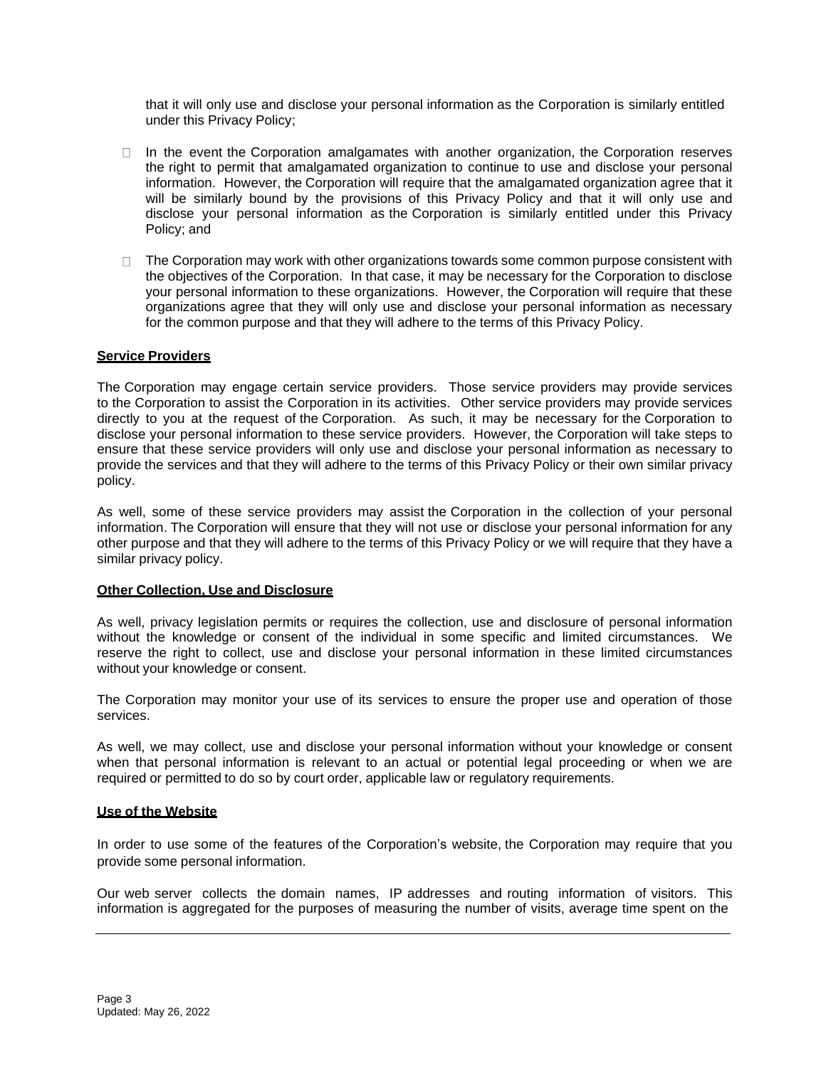that it will only use and disclose your personal information as the Corporation is similarly entitled under this Privacy Policy;

- In the event the Corporation amalgamates with another organization, the Corporation reserves the right to permit that amalgamated organization to continue to use and disclose your personal information. However, the Corporation will require that the amalgamated organization agree that it will be similarly bound by the provisions of this Privacy Policy and that it will only use and disclose your personal information as the Corporation is similarly entitled under this Privacy Policy; and

- The Corporation may work with other organizations towards some common purpose consistent with the objectives of the Corporation. In that case, it may be necessary for the Corporation to disclose your personal information to these organizations. However, the Corporation will require that these organizations agree that they will only use and disclose your personal information as necessary for the common purpose and that they will adhere to the terms of this Privacy Policy.

**Service Providers**

The Corporation may engage certain service providers. Those service providers may provide services to the Corporation to assist the Corporation in its activities. Other service providers may provide services directly to you at the request of the Corporation. As such, it may be necessary for the Corporation to disclose your personal information to these service providers. However, the Corporation will take steps to ensure that these service providers will only use and disclose your personal information as necessary to provide the services and that they will adhere to the terms of this Privacy Policy or their own similar privacy policy.

As well, some of these service providers may assist the Corporation in the collection of your personal information. The Corporation will ensure that they will not use or disclose your personal information for any other purpose and that they will adhere to the terms of this Privacy Policy or we will require that they have a similar privacy policy.

**Other Collection, Use and Disclosure**

As well, privacy legislation permits or requires the collection, use and disclosure of personal information without the knowledge or consent of the individual in some specific and limited circumstances. We reserve the right to collect, use and disclose your personal information in these limited circumstances without your knowledge or consent.

The Corporation may monitor your use of its services to ensure the proper use and operation of those services.

As well, we may collect, use and disclose your personal information without your knowledge or consent when that personal information is relevant to an actual or potential legal proceeding or when we are required or permitted to do so by court order, applicable law or regulatory requirements.

**Use of the Website**

In order to use some of the features of the Corporation's website, the Corporation may require that you provide some personal information.

Our web server collects the domain names, IP addresses and routing information of visitors. This information is aggregated for the purposes of measuring the number of visits, average time spent on the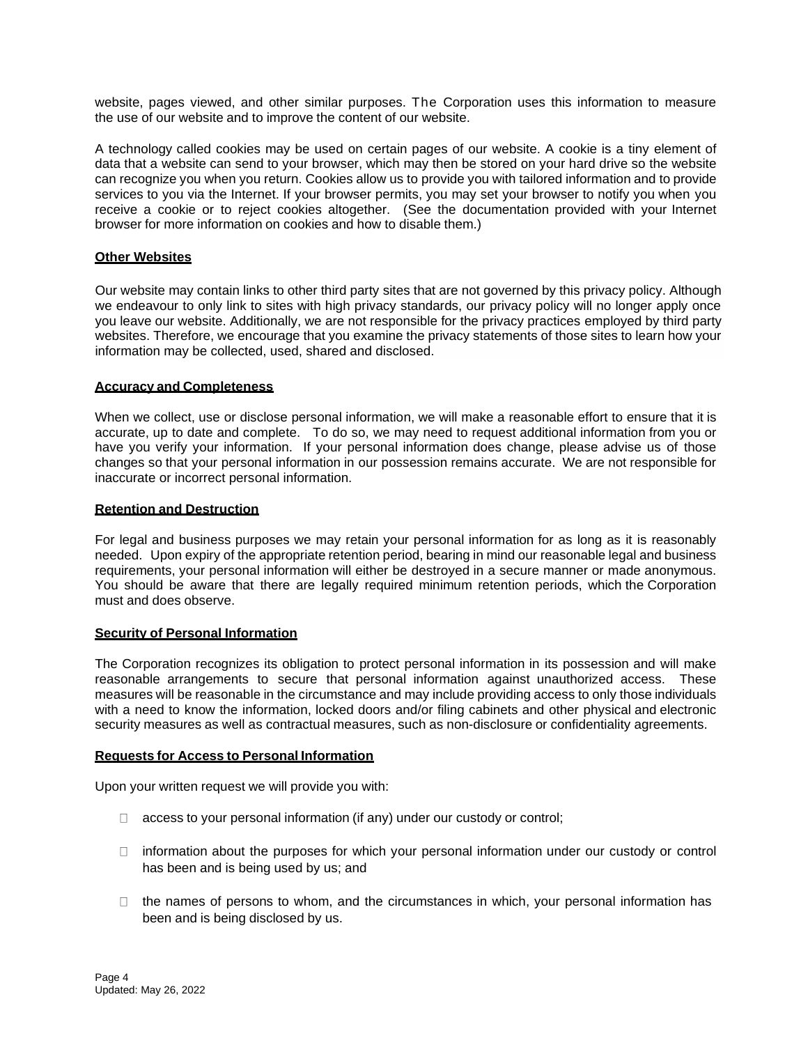website, pages viewed, and other similar purposes. The Corporation uses this information to measure the use of our website and to improve the content of our website.

A technology called cookies may be used on certain pages of our website. A cookie is a tiny element of data that a website can send to your browser, which may then be stored on your hard drive so the website can recognize you when you return. Cookies allow us to provide you with tailored information and to provide services to you via the Internet. If your browser permits, you may set your browser to notify you when you receive a cookie or to reject cookies altogether. (See the documentation provided with your Internet browser for more information on cookies and how to disable them.)

**Other Websites**

Our website may contain links to other third party sites that are not governed by this privacy policy. Although we endeavour to only link to sites with high privacy standards, our privacy policy will no longer apply once you leave our website. Additionally, we are not responsible for the privacy practices employed by third party websites. Therefore, we encourage that you examine the privacy statements of those sites to learn how your information may be collected, used, shared and disclosed.

**Accuracy and Completeness**

When we collect, use or disclose personal information, we will make a reasonable effort to ensure that it is accurate, up to date and complete. To do so, we may need to request additional information from you or have you verify your information. If your personal information does change, please advise us of those changes so that your personal information in our possession remains accurate. We are not responsible for inaccurate or incorrect personal information.

**Retention and Destruction**

For legal and business purposes we may retain your personal information for as long as it is reasonably needed. Upon expiry of the appropriate retention period, bearing in mind our reasonable legal and business requirements, your personal information will either be destroyed in a secure manner or made anonymous. You should be aware that there are legally required minimum retention periods, which the Corporation must and does observe.

**Security of Personal Information**

The Corporation recognizes its obligation to protect personal information in its possession and will make reasonable arrangements to secure that personal information against unauthorized access. These measures will be reasonable in the circumstance and may include providing access to only those individuals with a need to know the information, locked doors and/or filing cabinets and other physical and electronic security measures as well as contractual measures, such as non-disclosure or confidentiality agreements.

**Requests for Access to Personal Information**

Upon your written request we will provide you with:

- access to your personal information (if any) under our custody or control;
- information about the purposes for which your personal information under our custody or control has been and is being used by us; and
- the names of persons to whom, and the circumstances in which, your personal information has been and is being disclosed by us.

Updated: May 26, 2022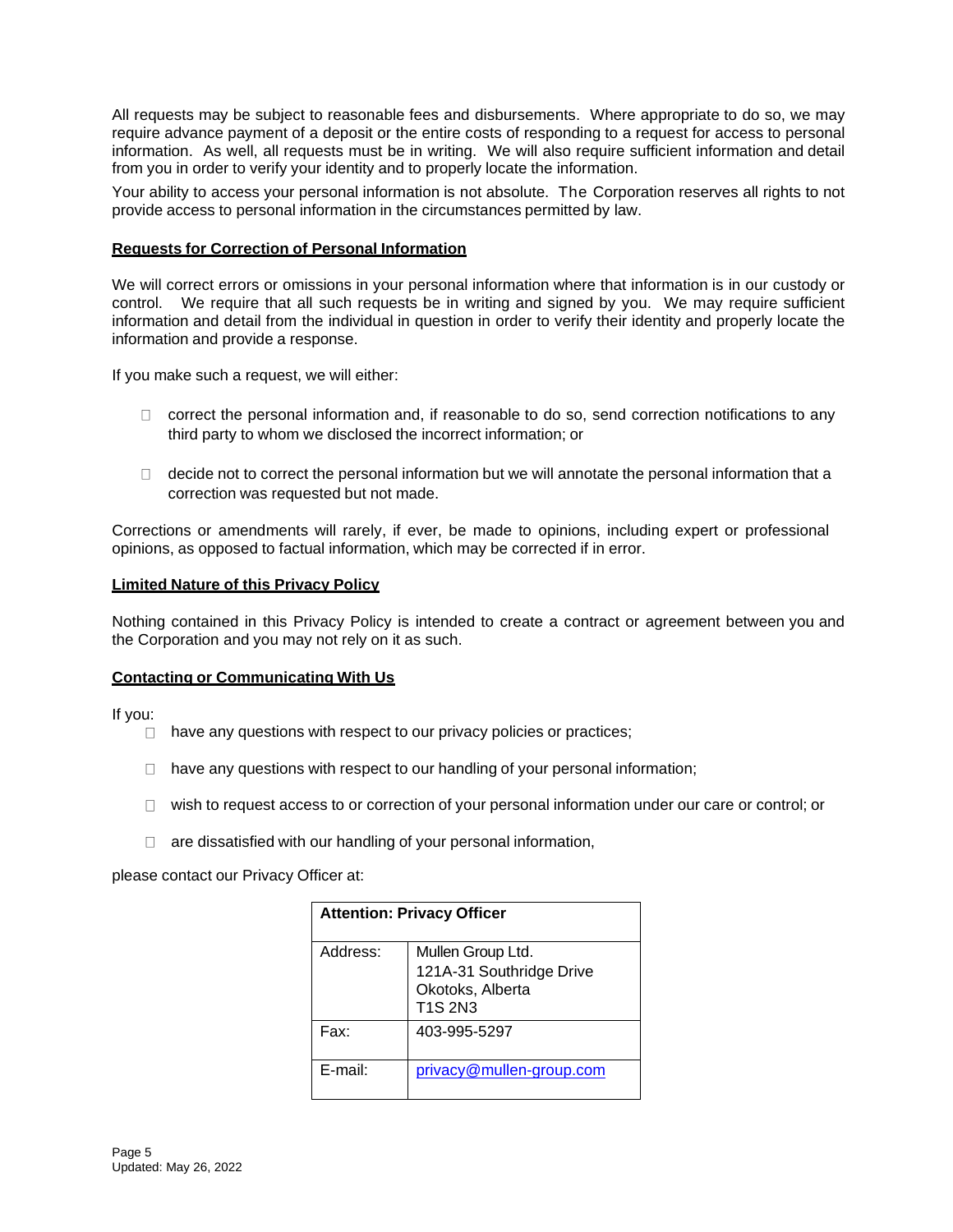All requests may be subject to reasonable fees and disbursements. Where appropriate to do so, we may require advance payment of a deposit or the entire costs of responding to a request for access to personal information. As well, all requests must be in writing. We will also require sufficient information and detail from you in order to verify your identity and to properly locate the information.

Your ability to access your personal information is not absolute. The Corporation reserves all rights to not provide access to personal information in the circumstances permitted by law.

**Requests for Correction of Personal Information**

We will correct errors or omissions in your personal information where that information is in our custody or control. We require that all such requests be in writing and signed by you. We may require sufficient information and detail from the individual in question in order to verify their identity and properly locate the information and provide a response.

If you make such a request, we will either:

- correct the personal information and, if reasonable to do so, send correction notifications to any third party to whom we disclosed the incorrect information; or
- decide not to correct the personal information but we will annotate the personal information that a correction was requested but not made.

Corrections or amendments will rarely, if ever, be made to opinions, including expert or professional opinions, as opposed to factual information, which may be corrected if in error.

**Limited Nature of this Privacy Policy**

Nothing contained in this Privacy Policy is intended to create a contract or agreement between you and the Corporation and you may not rely on it as such.

**Contacting or Communicating With Us**

If you:

- have any questions with respect to our privacy policies or practices;
- have any questions with respect to our handling of your personal information;
- wish to request access to or correction of your personal information under our care or control; or
- are dissatisfied with our handling of your personal information,

please contact our Privacy Officer at:

| **Attention: Privacy Officer** | |
| --- | --- |
| Address: | Mullen Group Ltd.<br>121A-31 Southridge Drive<br>Okotoks, Alberta<br>T1S 2N3 |
| Fax: | 403-995-5297 |
| E-mail: | privacy@mullen-group.com |

Updated: May 26, 2022